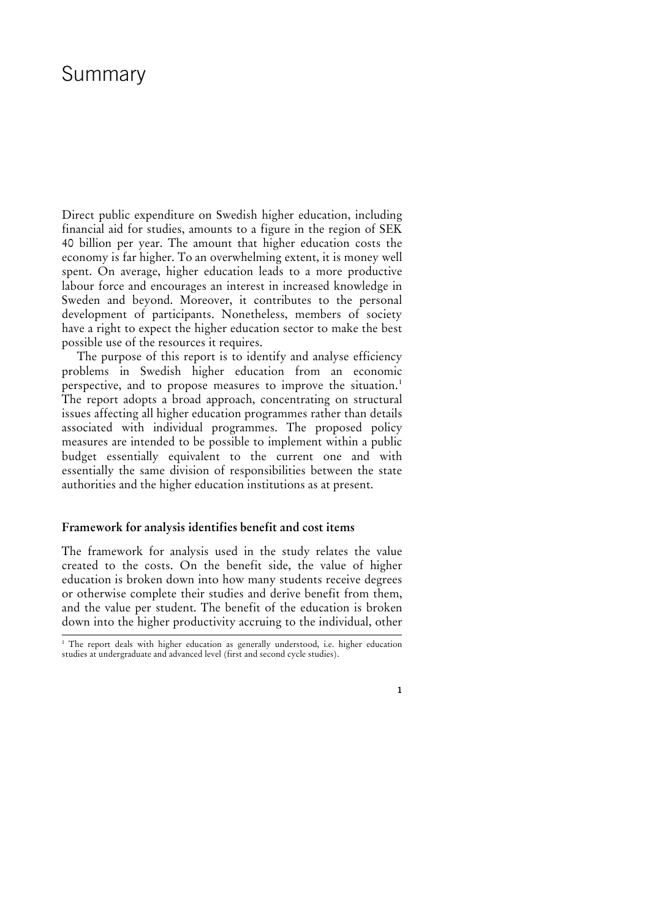# Summary

Direct public expenditure on Swedish higher education, including financial aid for studies, amounts to a figure in the region of SEK 40 billion per year. The amount that higher education costs the economy is far higher. To an overwhelming extent, it is money well spent. On average, higher education leads to a more productive labour force and encourages an interest in increased knowledge in Sweden and beyond. Moreover, it contributes to the personal development of participants. Nonetheless, members of society have a right to expect the higher education sector to make the best possible use of the resources it requires.

The purpose of this report is to identify and analyse efficiency problems in Swedish higher education from an economic perspective, and to propose measures to improve the situation.[1] The report adopts a broad approach, concentrating on structural issues affecting all higher education programmes rather than details associated with individual programmes. The proposed policy measures are intended to be possible to implement within a public budget essentially equivalent to the current one and with essentially the same division of responsibilities between the state authorities and the higher education institutions as at present.

### Framework for analysis identifies benefit and cost items

The framework for analysis used in the study relates the value created to the costs. On the benefit side, the value of higher education is broken down into how many students receive degrees or otherwise complete their studies and derive benefit from them, and the value per student. The benefit of the education is broken down into the higher productivity accruing to the individual, other

---

[1] The report deals with higher education as generally understood, i.e. higher education studies at undergraduate and advanced level (first and second cycle studies).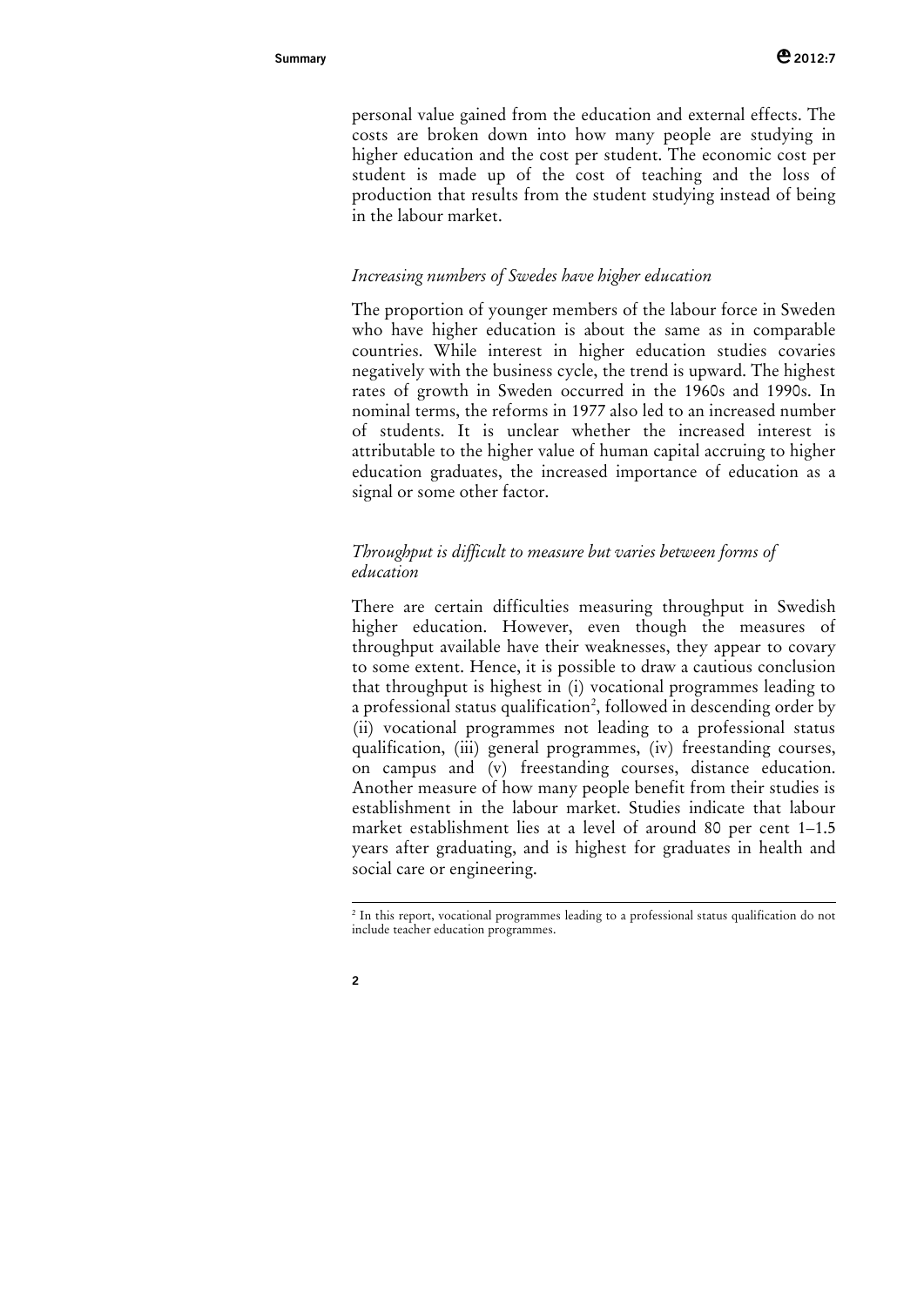personal value gained from the education and external effects. The costs are broken down into how many people are studying in higher education and the cost per student. The economic cost per student is made up of the cost of teaching and the loss of production that results from the student studying instead of being in the labour market.

*Increasing numbers of Swedes have higher education*

The proportion of younger members of the labour force in Sweden who have higher education is about the same as in comparable countries. While interest in higher education studies covaries negatively with the business cycle, the trend is upward. The highest rates of growth in Sweden occurred in the 1960s and 1990s. In nominal terms, the reforms in 1977 also led to an increased number of students. It is unclear whether the increased interest is attributable to the higher value of human capital accruing to higher education graduates, the increased importance of education as a signal or some other factor.

*Throughput is difficult to measure but varies between forms of education*

There are certain difficulties measuring throughput in Swedish higher education. However, even though the measures of throughput available have their weaknesses, they appear to covary to some extent. Hence, it is possible to draw a cautious conclusion that throughput is highest in (i) vocational programmes leading to a professional status qualification[2], followed in descending order by (ii) vocational programmes not leading to a professional status qualification, (iii) general programmes, (iv) freestanding courses, on campus and (v) freestanding courses, distance education. Another measure of how many people benefit from their studies is establishment in the labour market. Studies indicate that labour market establishment lies at a level of around 80 per cent 1–1.5 years after graduating, and is highest for graduates in health and social care or engineering.

[2] In this report, vocational programmes leading to a professional status qualification do not include teacher education programmes.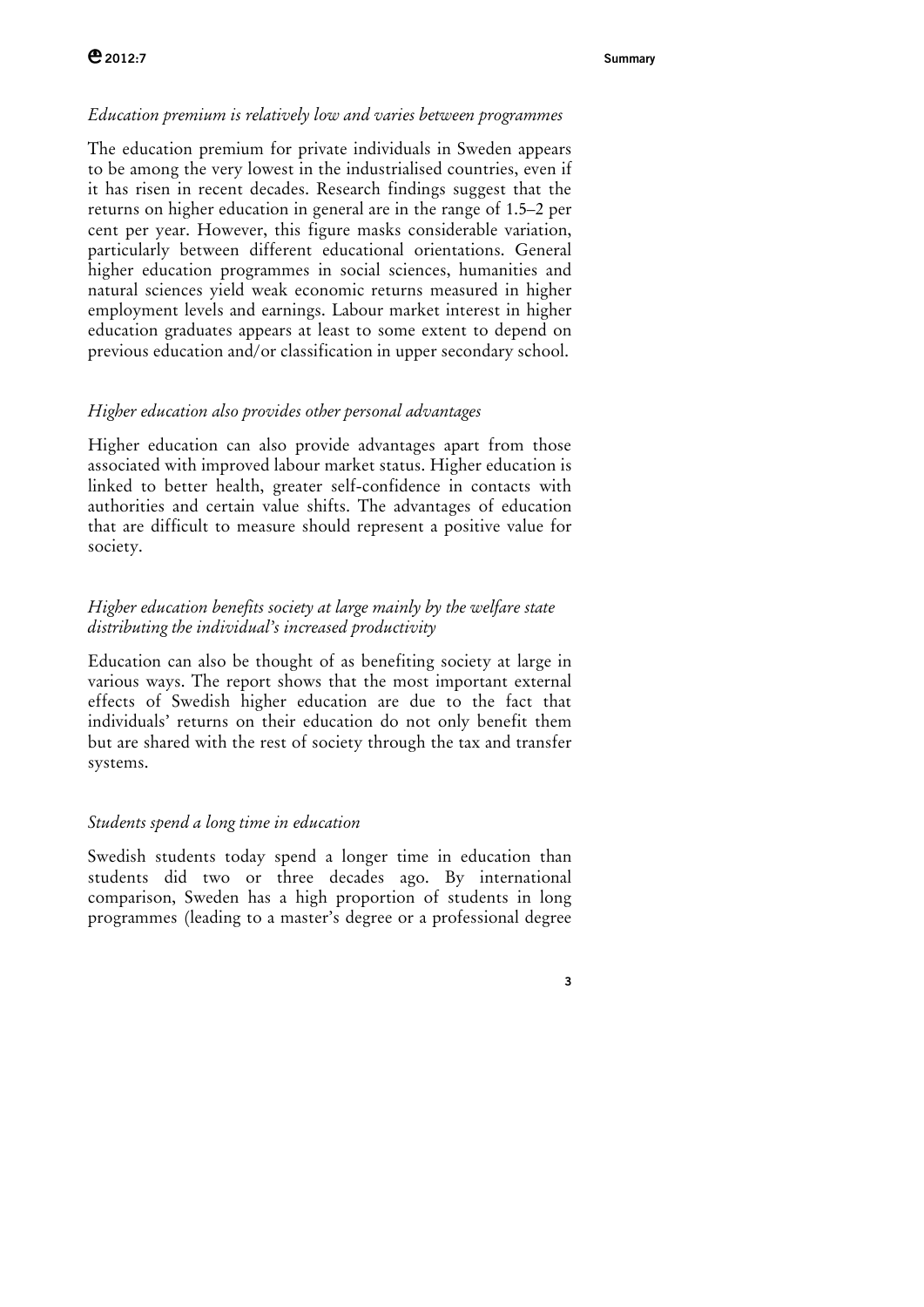*Education premium is relatively low and varies between programmes*

The education premium for private individuals in Sweden appears to be among the very lowest in the industrialised countries, even if it has risen in recent decades. Research findings suggest that the returns on higher education in general are in the range of 1.5–2 per cent per year. However, this figure masks considerable variation, particularly between different educational orientations. General higher education programmes in social sciences, humanities and natural sciences yield weak economic returns measured in higher employment levels and earnings. Labour market interest in higher education graduates appears at least to some extent to depend on previous education and/or classification in upper secondary school.

*Higher education also provides other personal advantages*

Higher education can also provide advantages apart from those associated with improved labour market status. Higher education is linked to better health, greater self-confidence in contacts with authorities and certain value shifts. The advantages of education that are difficult to measure should represent a positive value for society.

*Higher education benefits society at large mainly by the welfare state distributing the individual's increased productivity*

Education can also be thought of as benefiting society at large in various ways. The report shows that the most important external effects of Swedish higher education are due to the fact that individuals' returns on their education do not only benefit them but are shared with the rest of society through the tax and transfer systems.

*Students spend a long time in education*

Swedish students today spend a longer time in education than students did two or three decades ago. By international comparison, Sweden has a high proportion of students in long programmes (leading to a master's degree or a professional degree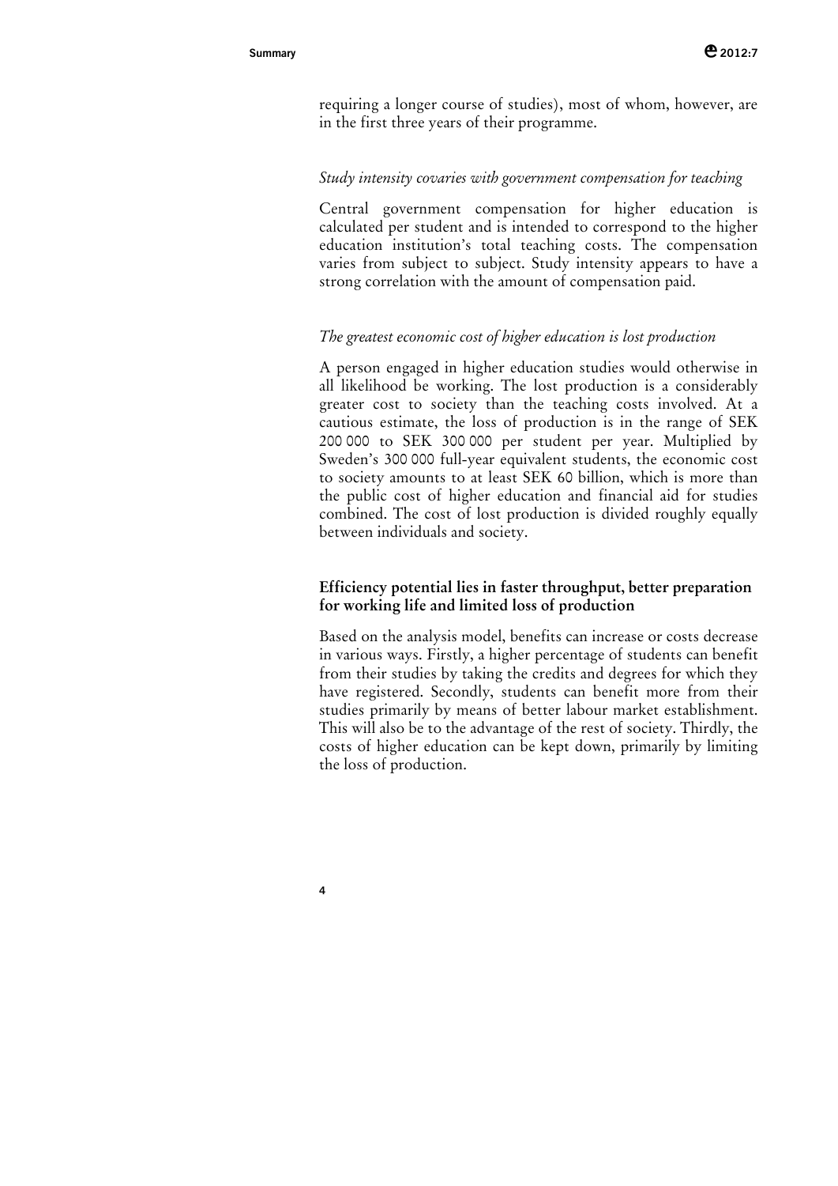requiring a longer course of studies), most of whom, however, are in the first three years of their programme.

*Study intensity covaries with government compensation for teaching*

Central government compensation for higher education is calculated per student and is intended to correspond to the higher education institution's total teaching costs. The compensation varies from subject to subject. Study intensity appears to have a strong correlation with the amount of compensation paid.

*The greatest economic cost of higher education is lost production*

A person engaged in higher education studies would otherwise in all likelihood be working. The lost production is a considerably greater cost to society than the teaching costs involved. At a cautious estimate, the loss of production is in the range of SEK 200 000 to SEK 300 000 per student per year. Multiplied by Sweden's 300 000 full-year equivalent students, the economic cost to society amounts to at least SEK 60 billion, which is more than the public cost of higher education and financial aid for studies combined. The cost of lost production is divided roughly equally between individuals and society.

### Efficiency potential lies in faster throughput, better preparation for working life and limited loss of production

Based on the analysis model, benefits can increase or costs decrease in various ways. Firstly, a higher percentage of students can benefit from their studies by taking the credits and degrees for which they have registered. Secondly, students can benefit more from their studies primarily by means of better labour market establishment. This will also be to the advantage of the rest of society. Thirdly, the costs of higher education can be kept down, primarily by limiting the loss of production.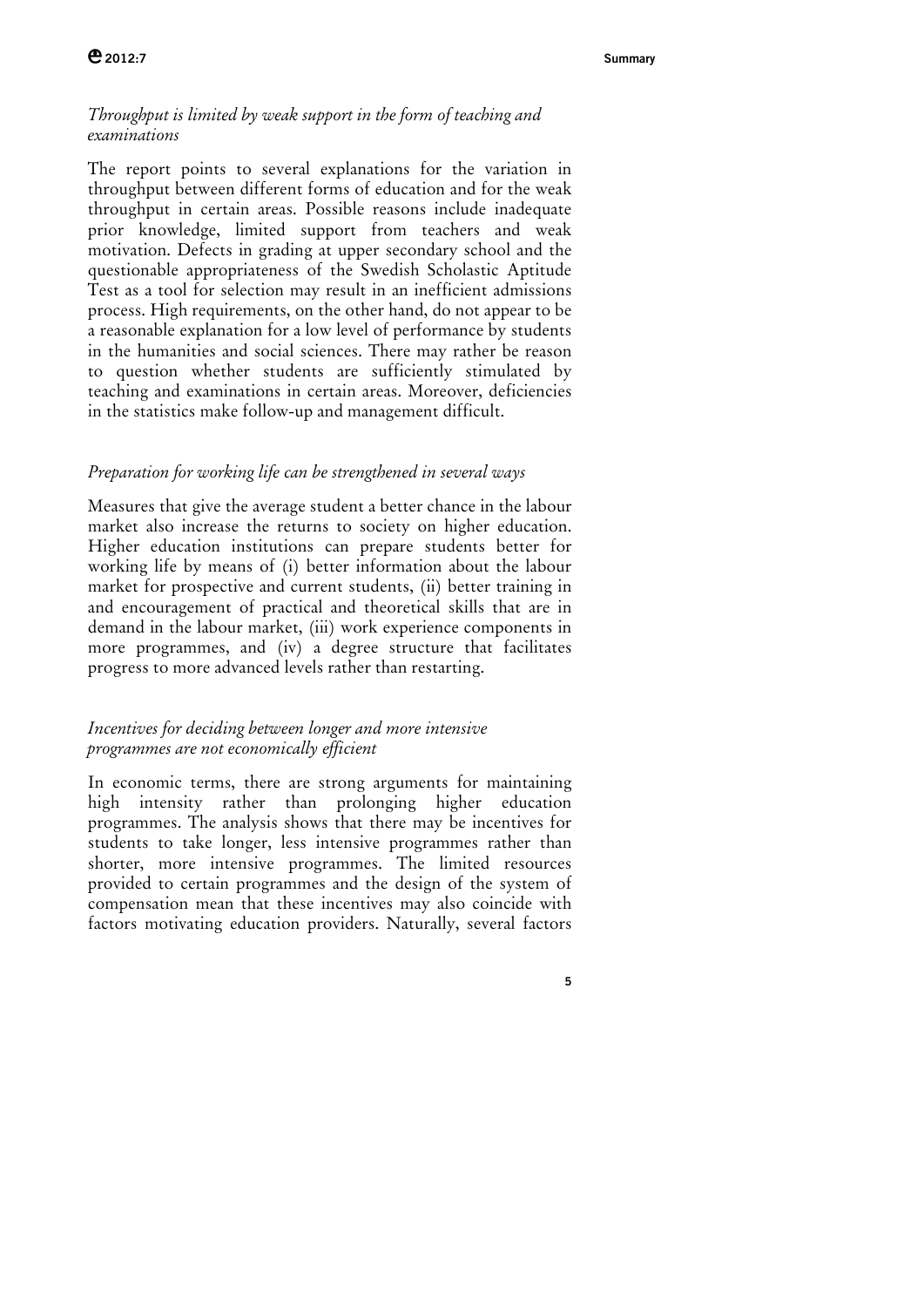*Throughput is limited by weak support in the form of teaching and examinations*

The report points to several explanations for the variation in throughput between different forms of education and for the weak throughput in certain areas. Possible reasons include inadequate prior knowledge, limited support from teachers and weak motivation. Defects in grading at upper secondary school and the questionable appropriateness of the Swedish Scholastic Aptitude Test as a tool for selection may result in an inefficient admissions process. High requirements, on the other hand, do not appear to be a reasonable explanation for a low level of performance by students in the humanities and social sciences. There may rather be reason to question whether students are sufficiently stimulated by teaching and examinations in certain areas. Moreover, deficiencies in the statistics make follow-up and management difficult.

*Preparation for working life can be strengthened in several ways*

Measures that give the average student a better chance in the labour market also increase the returns to society on higher education. Higher education institutions can prepare students better for working life by means of (i) better information about the labour market for prospective and current students, (ii) better training in and encouragement of practical and theoretical skills that are in demand in the labour market, (iii) work experience components in more programmes, and (iv) a degree structure that facilitates progress to more advanced levels rather than restarting.

*Incentives for deciding between longer and more intensive programmes are not economically efficient*

In economic terms, there are strong arguments for maintaining high intensity rather than prolonging higher education programmes. The analysis shows that there may be incentives for students to take longer, less intensive programmes rather than shorter, more intensive programmes. The limited resources provided to certain programmes and the design of the system of compensation mean that these incentives may also coincide with factors motivating education providers. Naturally, several factors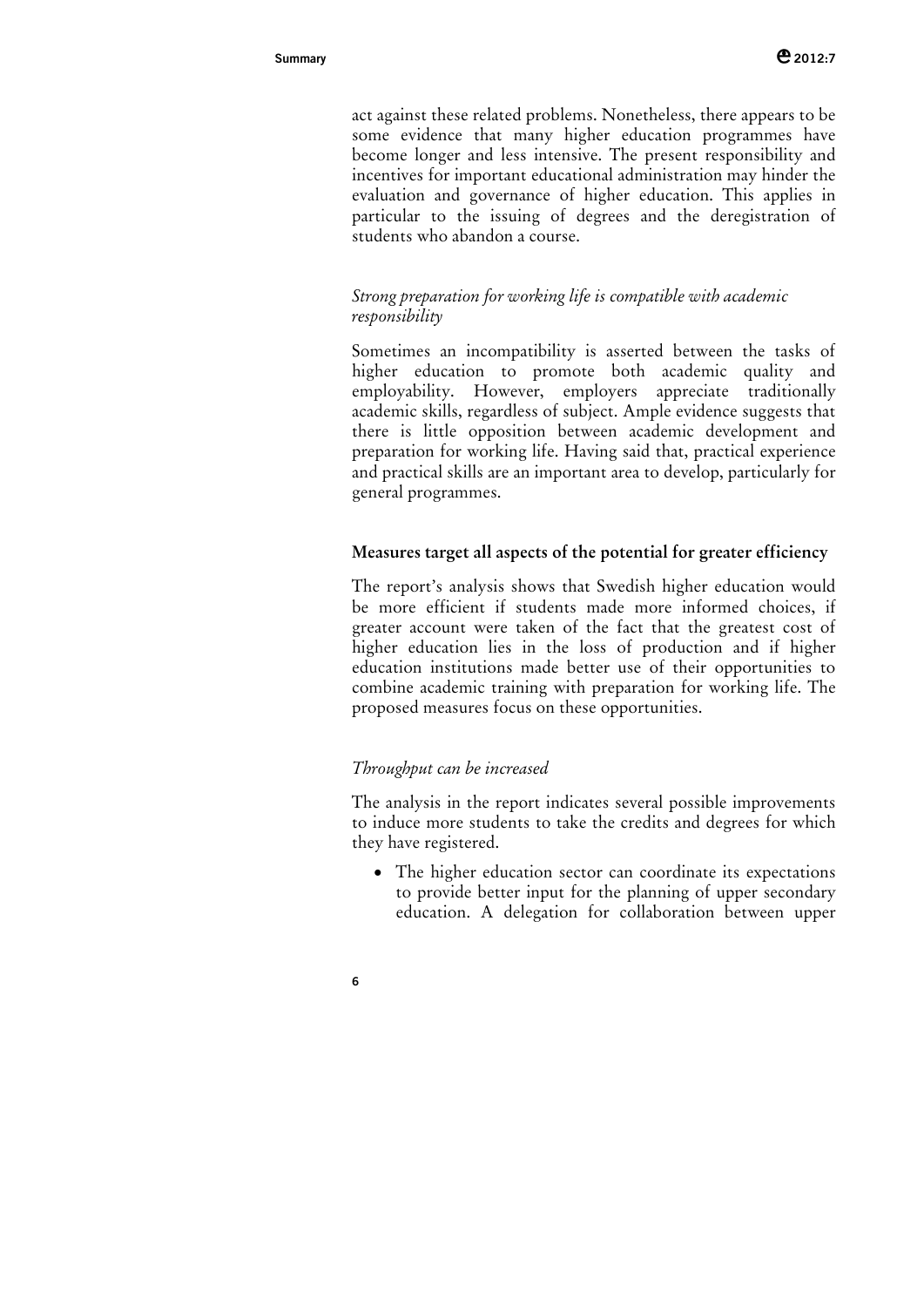act against these related problems. Nonetheless, there appears to be some evidence that many higher education programmes have become longer and less intensive. The present responsibility and incentives for important educational administration may hinder the evaluation and governance of higher education. This applies in particular to the issuing of degrees and the deregistration of students who abandon a course.

### *Strong preparation for working life is compatible with academic responsibility*

Sometimes an incompatibility is asserted between the tasks of higher education to promote both academic quality and employability. However, employers appreciate traditionally academic skills, regardless of subject. Ample evidence suggests that there is little opposition between academic development and preparation for working life. Having said that, practical experience and practical skills are an important area to develop, particularly for general programmes.

## Measures target all aspects of the potential for greater efficiency

The report's analysis shows that Swedish higher education would be more efficient if students made more informed choices, if greater account were taken of the fact that the greatest cost of higher education lies in the loss of production and if higher education institutions made better use of their opportunities to combine academic training with preparation for working life. The proposed measures focus on these opportunities.

### *Throughput can be increased*

The analysis in the report indicates several possible improvements to induce more students to take the credits and degrees for which they have registered.

- The higher education sector can coordinate its expectations to provide better input for the planning of upper secondary education. A delegation for collaboration between upper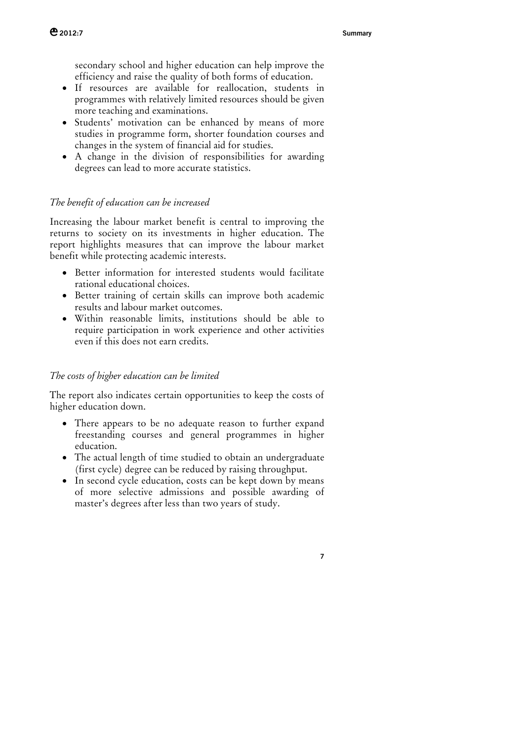secondary school and higher education can help improve the efficiency and raise the quality of both forms of education.

- If resources are available for reallocation, students in programmes with relatively limited resources should be given more teaching and examinations.
- Students' motivation can be enhanced by means of more studies in programme form, shorter foundation courses and changes in the system of financial aid for studies.
- A change in the division of responsibilities for awarding degrees can lead to more accurate statistics.

### *The benefit of education can be increased*

Increasing the labour market benefit is central to improving the returns to society on its investments in higher education. The report highlights measures that can improve the labour market benefit while protecting academic interests.

- Better information for interested students would facilitate rational educational choices.
- Better training of certain skills can improve both academic results and labour market outcomes.
- Within reasonable limits, institutions should be able to require participation in work experience and other activities even if this does not earn credits.

### *The costs of higher education can be limited*

The report also indicates certain opportunities to keep the costs of higher education down.

- There appears to be no adequate reason to further expand freestanding courses and general programmes in higher education.
- The actual length of time studied to obtain an undergraduate (first cycle) degree can be reduced by raising throughput.
- In second cycle education, costs can be kept down by means of more selective admissions and possible awarding of master's degrees after less than two years of study.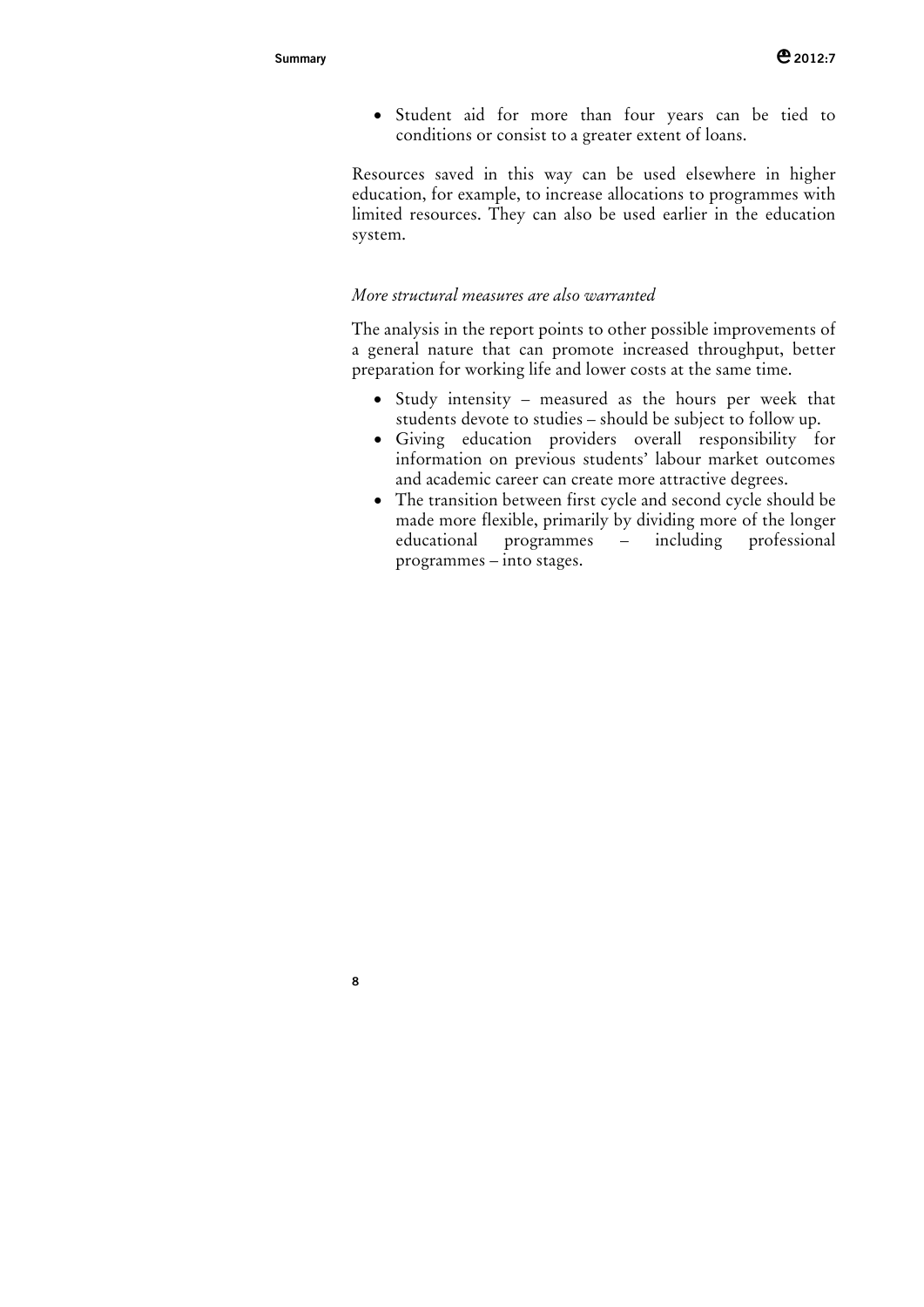- Student aid for more than four years can be tied to conditions or consist to a greater extent of loans.

Resources saved in this way can be used elsewhere in higher education, for example, to increase allocations to programmes with limited resources. They can also be used earlier in the education system.

*More structural measures are also warranted*

The analysis in the report points to other possible improvements of a general nature that can promote increased throughput, better preparation for working life and lower costs at the same time.

- Study intensity – measured as the hours per week that students devote to studies – should be subject to follow up.
- Giving education providers overall responsibility for information on previous students' labour market outcomes and academic career can create more attractive degrees.
- The transition between first cycle and second cycle should be made more flexible, primarily by dividing more of the longer educational programmes – including professional programmes – into stages.